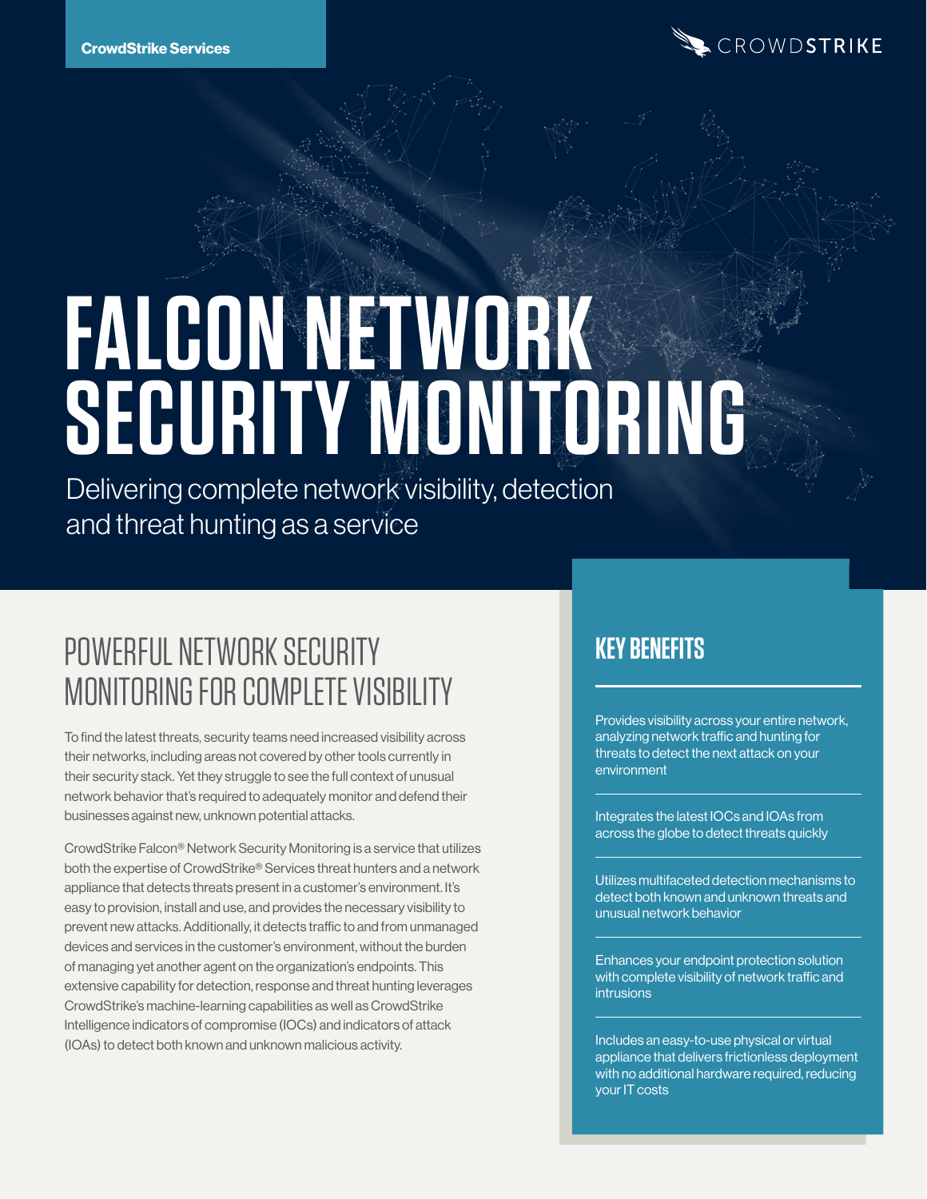CrowdStrike Services

# FALCON NETWORK SECURITY MONITORING

Delivering complete network visibility, detection and threat hunting as a service

## POWERFUL NETWORK SECURITY MONITORING FOR COMPLETE VISIBILITY

To find the latest threats, security teams need increased visibility across their networks, including areas not covered by other tools currently in their security stack. Yet they struggle to see the full context of unusual network behavior that's required to adequately monitor and defend their businesses against new, unknown potential attacks.

CrowdStrike Falcon® Network Security Monitoring is a service that utilizes both the expertise of CrowdStrike® Services threat hunters and a network appliance that detects threats present in a customer's environment. It's easy to provision, install and use, and provides the necessary visibility to prevent new attacks. Additionally, it detects traffic to and from unmanaged devices and services in the customer's environment, without the burden of managing yet another agent on the organization's endpoints. This extensive capability for detection, response and threat hunting leverages CrowdStrike's machine-learning capabilities as well as CrowdStrike Intelligence indicators of compromise (IOCs) and indicators of attack (IOAs) to detect both known and unknown malicious activity.

## KEY BENEFITS

- Provides visibility across your entire network, analyzing network traffic and hunting for threats to detect the next attack on your environment
- Integrates the latest IOCs and IOAs from across the globe to detect threats quickly
- Utilizes multifaceted detection mechanisms to detect both known and unknown threats and unusual network behavior
- Enhances your endpoint protection solution with complete visibility of network traffic and intrusions
- Includes an easy-to-use physical or virtual appliance that delivers frictionless deployment with no additional hardware required, reducing your IT costs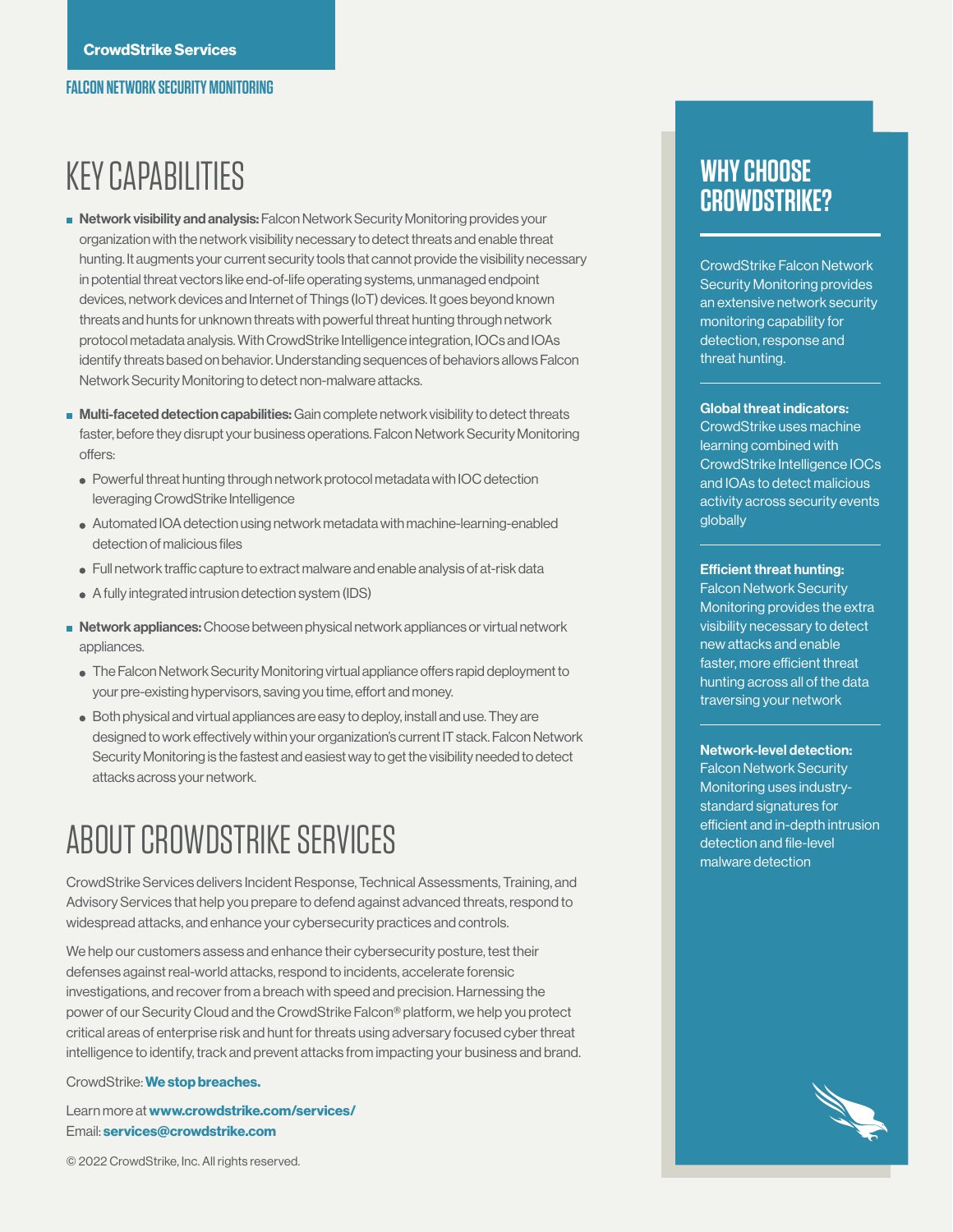# KEY CAPABILITIES

- **Network visibility and analysis:** Falcon Network Security Monitoring provides your organization with the network visibility necessary to detect threats and enable threat hunting. It augments your current security tools that cannot provide the visibility necessary in potential threat vectors like end-of-life operating systems, unmanaged endpoint devices, network devices and Internet of Things (IoT) devices. It goes beyond known threats and hunts for unknown threats with powerful threat hunting through network protocol metadata analysis. With CrowdStrike Intelligence integration, IOCs and IOAs identify threats based on behavior. Understanding sequences of behaviors allows Falcon Network Security Monitoring to detect non-malware attacks.
- **Multi-faceted detection capabilities:** Gain complete network visibility to detect threats faster, before they disrupt your business operations. Falcon Network Security Monitoring offers:
  - Powerful threat hunting through network protocol metadata with IOC detection leveraging CrowdStrike Intelligence
  - Automated IOA detection using network metadata with machine-learning-enabled detection of malicious files
  - Full network traffic capture to extract malware and enable analysis of at-risk data
  - A fully integrated intrusion detection system (IDS)
- **Network appliances:** Choose between physical network appliances or virtual network appliances.
  - The Falcon Network Security Monitoring virtual appliance offers rapid deployment to your pre-existing hypervisors, saving you time, effort and money.
  - Both physical and virtual appliances are easy to deploy, install and use. They are designed to work effectively within your organization's current IT stack. Falcon Network Security Monitoring is the fastest and easiest way to get the visibility needed to detect attacks across your network.

# ABOUT CROWDSTRIKE SERVICES

CrowdStrike Services delivers Incident Response, Technical Assessments, Training, and Advisory Services that help you prepare to defend against advanced threats, respond to widespread attacks, and enhance your cybersecurity practices and controls.

We help our customers assess and enhance their cybersecurity posture, test their defenses against real-world attacks, respond to incidents, accelerate forensic investigations, and recover from a breach with speed and precision. Harnessing the power of our Security Cloud and the CrowdStrike Falcon® platform, we help you protect critical areas of enterprise risk and hunt for threats using adversary focused cyber threat intelligence to identify, track and prevent attacks from impacting your business and brand.

CrowdStrike: **We stop breaches.**

Learn more at **www.crowdstrike.com/services/**
Email: **services@crowdstrike.com**

© 2022 CrowdStrike, Inc. All rights reserved.

## WHY CHOOSE CROWDSTRIKE?

CrowdStrike Falcon Network Security Monitoring provides an extensive network security monitoring capability for detection, response and threat hunting.

**Global threat indicators:** CrowdStrike uses machine learning combined with CrowdStrike Intelligence IOCs and IOAs to detect malicious activity across security events globally

**Efficient threat hunting:** Falcon Network Security Monitoring provides the extra visibility necessary to detect new attacks and enable faster, more efficient threat hunting across all of the data traversing your network

**Network-level detection:** Falcon Network Security Monitoring uses industry-standard signatures for efficient and in-depth intrusion detection and file-level malware detection